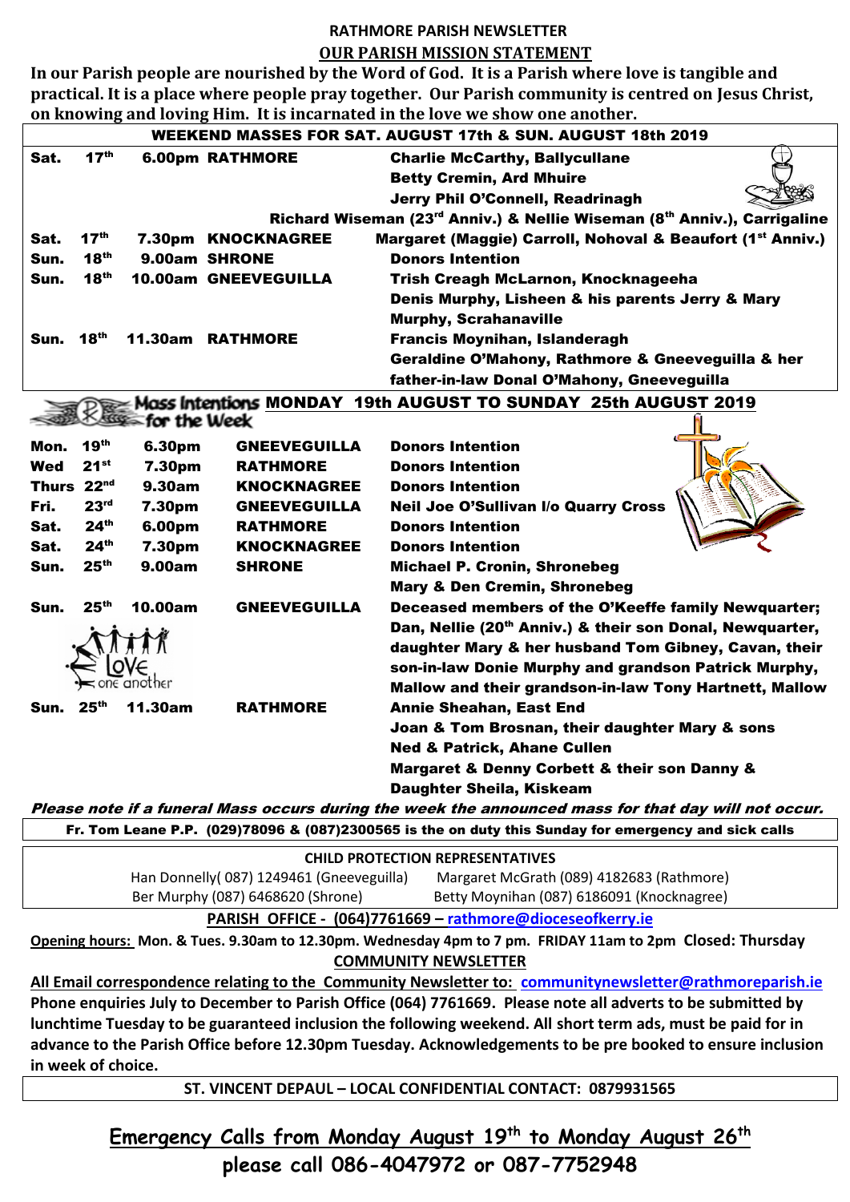# RATHMORE PARISH NEWSLETTER

## OUR PARISH MISSION STATEMENT

**In our Parish people are nourished by the Word of God. It is a Parish where love is tangible and practical. It is a place where people pray together. Our Parish community is centred on Jesus Christ, on knowing and loving Him. It is incarnated in the love we show one another.**

### WEEKEND MASSES FOR SAT. AUGUST 17th & SUN. AUGUST 18th 2019

| Day | Date | Time | Location | Intention |
|---|---|---|---|---|
| Sat. | 17th | 6.00pm | RATHMORE | Charlie McCarthy, Ballycullane<br>Betty Cremin, Ard Mhuire<br>Jerry Phil O'Connell, Readrinagh<br>Richard Wiseman (23rd Anniv.) & Nellie Wiseman (8th Anniv.), Carrigaline |
| Sat. | 17th | 7.30pm | KNOCKNAGREE | Margaret (Maggie) Carroll, Nohoval & Beaufort (1st Anniv.) |
| Sun. | 18th | 9.00am | SHRONE | Donors Intention |
| Sun. | 18th | 10.00am | GNEEVEGUILLA | Trish Creagh McLarnon, Knocknageeha<br>Denis Murphy, Lisheen & his parents Jerry & Mary Murphy, Scrahanaville |
| Sun. | 18th | 11.30am | RATHMORE | Francis Moynihan, Islanderagh<br>Geraldine O'Mahony, Rathmore & Gneeveguilla & her father-in-law Donal O'Mahony, Gneeveguilla |

### Mass Intentions for the Week MONDAY 19th AUGUST TO SUNDAY 25th AUGUST 2019

| Day | Date | Time | Location | Intention |
|---|---|---|---|---|
| Mon. | 19th | 6.30pm | GNEEVEGUILLA | Donors Intention |
| Wed | 21st | 7.30pm | RATHMORE | Donors Intention |
| Thurs | 22nd | 9.30am | KNOCKNAGREE | Donors Intention |
| Fri. | 23rd | 7.30pm | GNEEVEGUILLA | Neil Joe O'Sullivan l/o Quarry Cross |
| Sat. | 24th | 6.00pm | RATHMORE | Donors Intention |
| Sat. | 24th | 7.30pm | KNOCKNAGREE | Donors Intention |
| Sun. | 25th | 9.00am | SHRONE | Michael P. Cronin, Shronebeg<br>Mary & Den Cremin, Shronebeg |
| Sun. | 25th | 10.00am | GNEEVEGUILLA | Deceased members of the O'Keeffe family Newquarter; Dan, Nellie (20th Anniv.) & their son Donal, Newquarter, daughter Mary & her husband Tom Gibney, Cavan, their son-in-law Donie Murphy and grandson Patrick Murphy, Mallow and their grandson-in-law Tony Hartnett, Mallow |
| Sun. | 25th | 11.30am | RATHMORE | Annie Sheahan, East End<br>Joan & Tom Brosnan, their daughter Mary & sons Ned & Patrick, Ahane Cullen<br>Margaret & Denny Corbett & their son Danny & Daughter Sheila, Kiskeam |

***Please note if a funeral Mass occurs during the week the announced mass for that day will not occur.***

**Fr. Tom Leane P.P. (029)78096 & (087)2300565 is the on duty this Sunday for emergency and sick calls**

### CHILD PROTECTION REPRESENTATIVES

Han Donnelly( 087) 1249461 (Gneeveguilla) — Margaret McGrath (089) 4182683 (Rathmore)
Ber Murphy (087) 6468620 (Shrone) — Betty Moynihan (087) 6186091 (Knocknagree)

**PARISH OFFICE - (064)7761669 – rathmore@dioceseofkerry.ie**

**Opening hours: Mon. & Tues. 9.30am to 12.30pm. Wednesday 4pm to 7 pm. FRIDAY 11am to 2pm Closed: Thursday**

### COMMUNITY NEWSLETTER

**All Email correspondence relating to the Community Newsletter to: communitynewsletter@rathmoreparish.ie**
**Phone enquiries July to December to Parish Office (064) 7761669. Please note all adverts to be submitted by lunchtime Tuesday to be guaranteed inclusion the following weekend. All short term ads, must be paid for in advance to the Parish Office before 12.30pm Tuesday. Acknowledgements to be pre booked to ensure inclusion in week of choice.**

**ST. VINCENT DEPAUL – LOCAL CONFIDENTIAL CONTACT: 0879931565**

## Emergency Calls from Monday August 19th to Monday August 26th please call 086-4047972 or 087-7752948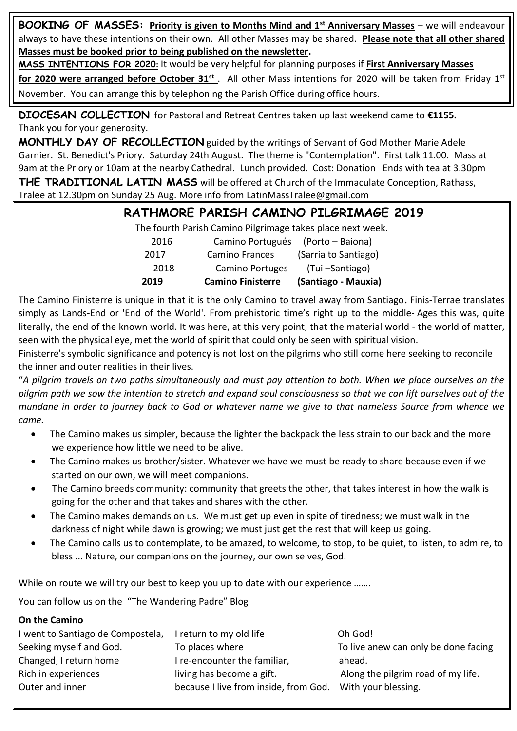**BOOKING OF MASSES:** **Priority is given to Months Mind and 1st Anniversary Masses** – we will endeavour always to have these intentions on their own. All other Masses may be shared. **Please note that all other shared Masses must be booked prior to being published on the newsletter.**

**MASS INTENTIONS FOR 2020:** It would be very helpful for planning purposes if **First Anniversary Masses for 2020 were arranged before October 31st**. All other Mass intentions for 2020 will be taken from Friday 1st November. You can arrange this by telephoning the Parish Office during office hours.

**DIOCESAN COLLECTION** for Pastoral and Retreat Centres taken up last weekend came to **€1155.** Thank you for your generosity.

**MONTHLY DAY OF RECOLLECTION** guided by the writings of Servant of God Mother Marie Adele Garnier. St. Benedict's Priory. Saturday 24th August. The theme is "Contemplation". First talk 11.00. Mass at 9am at the Priory or 10am at the nearby Cathedral. Lunch provided. Cost: Donation Ends with tea at 3.30pm

**THE TRADITIONAL LATIN MASS** will be offered at Church of the Immaculate Conception, Rathass, Tralee at 12.30pm on Sunday 25 Aug. More info from LatinMassTralee@gmail.com

## RATHMORE PARISH CAMINO PILGRIMAGE 2019

The fourth Parish Camino Pilgrimage takes place next week.

| | | |
|---|---|---|
| 2016 | Camino Portugués | (Porto – Baiona) |
| 2017 | Camino Frances | (Sarria to Santiago) |
| 2018 | Camino Portuges | (Tui –Santiago) |
| **2019** | **Camino Finisterre** | **(Santiago - Mauxia)** |

The Camino Finisterre is unique in that it is the only Camino to travel away from Santiago**.** Finis-Terrae translates simply as Lands-End or 'End of the World'. From prehistoric time's right up to the middle- Ages this was, quite literally, the end of the known world. It was here, at this very point, that the material world - the world of matter, seen with the physical eye, met the world of spirit that could only be seen with spiritual vision.

Finisterre's symbolic significance and potency is not lost on the pilgrims who still come here seeking to reconcile the inner and outer realities in their lives.

"*A pilgrim travels on two paths simultaneously and must pay attention to both. When we place ourselves on the pilgrim path we sow the intention to stretch and expand soul consciousness so that we can lift ourselves out of the mundane in order to journey back to God or whatever name we give to that nameless Source from whence we came.*

- The Camino makes us simpler, because the lighter the backpack the less strain to our back and the more we experience how little we need to be alive.
- The Camino makes us brother/sister. Whatever we have we must be ready to share because even if we started on our own, we will meet companions.
- The Camino breeds community: community that greets the other, that takes interest in how the walk is going for the other and that takes and shares with the other.
- The Camino makes demands on us. We must get up even in spite of tiredness; we must walk in the darkness of night while dawn is growing; we must just get the rest that will keep us going.
- The Camino calls us to contemplate, to be amazed, to welcome, to stop, to be quiet, to listen, to admire, to bless ... Nature, our companions on the journey, our own selves, God.

While on route we will try our best to keep you up to date with our experience …….

You can follow us on the "The Wandering Padre" Blog

**On the Camino**

I went to Santiago de Compostela,
Seeking myself and God.
Changed, I return home
Rich in experiences
Outer and inner

I return to my old life
To places where
I re-encounter the familiar,
living has become a gift.
because I live from inside, from God.

Oh God!
To live anew can only be done facing ahead.
Along the pilgrim road of my life.
With your blessing.